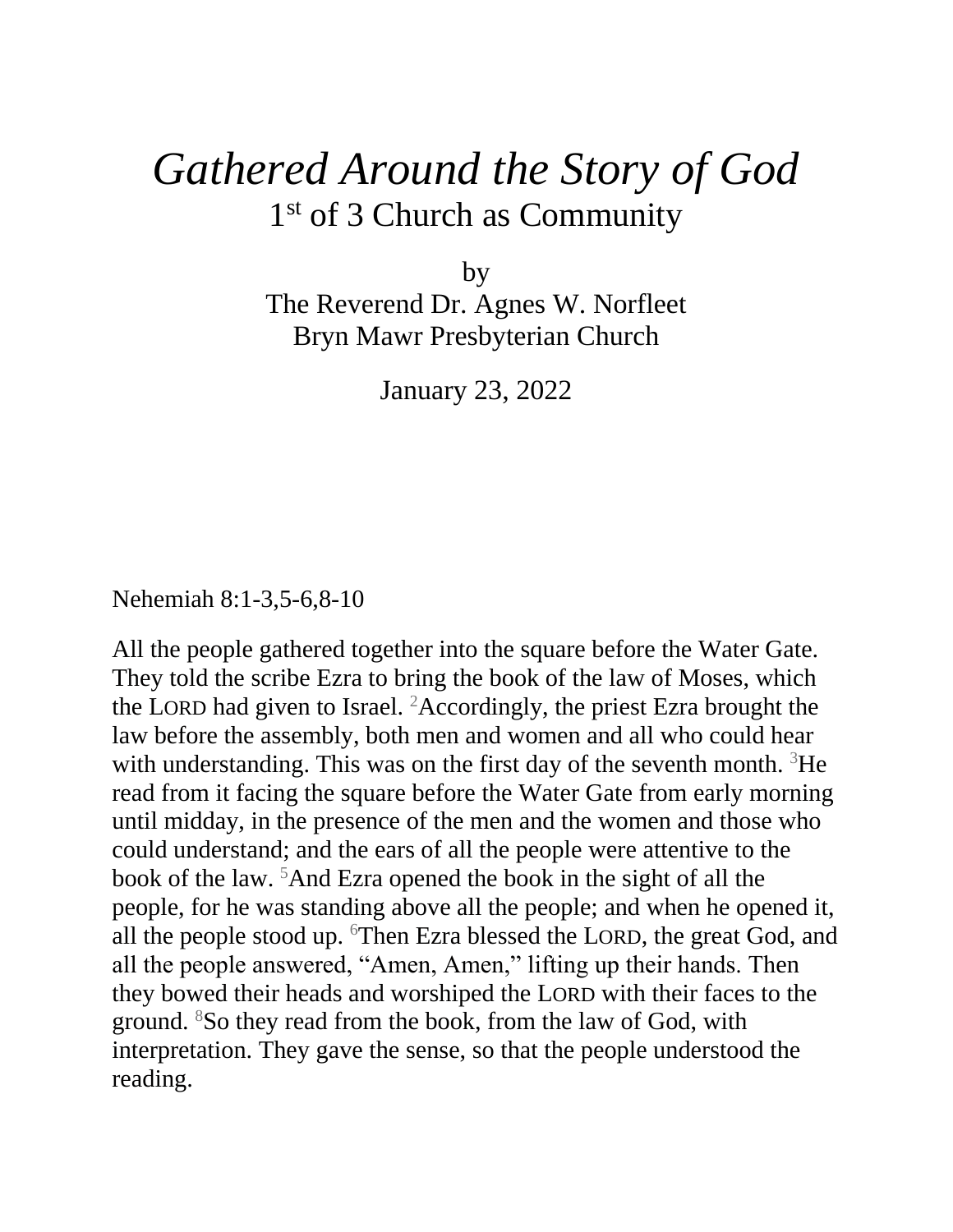# *Gathered Around the Story of God*

## 1st of 3 Church as Community

by
The Reverend Dr. Agnes W. Norfleet
Bryn Mawr Presbyterian Church

January 23, 2022

Nehemiah 8:1-3,5-6,8-10

All the people gathered together into the square before the Water Gate. They told the scribe Ezra to bring the book of the law of Moses, which the LORD had given to Israel. [2]Accordingly, the priest Ezra brought the law before the assembly, both men and women and all who could hear with understanding. This was on the first day of the seventh month. [3]He read from it facing the square before the Water Gate from early morning until midday, in the presence of the men and the women and those who could understand; and the ears of all the people were attentive to the book of the law. [5]And Ezra opened the book in the sight of all the people, for he was standing above all the people; and when he opened it, all the people stood up. [6]Then Ezra blessed the LORD, the great God, and all the people answered, "Amen, Amen," lifting up their hands. Then they bowed their heads and worshiped the LORD with their faces to the ground. [8]So they read from the book, from the law of God, with interpretation. They gave the sense, so that the people understood the reading.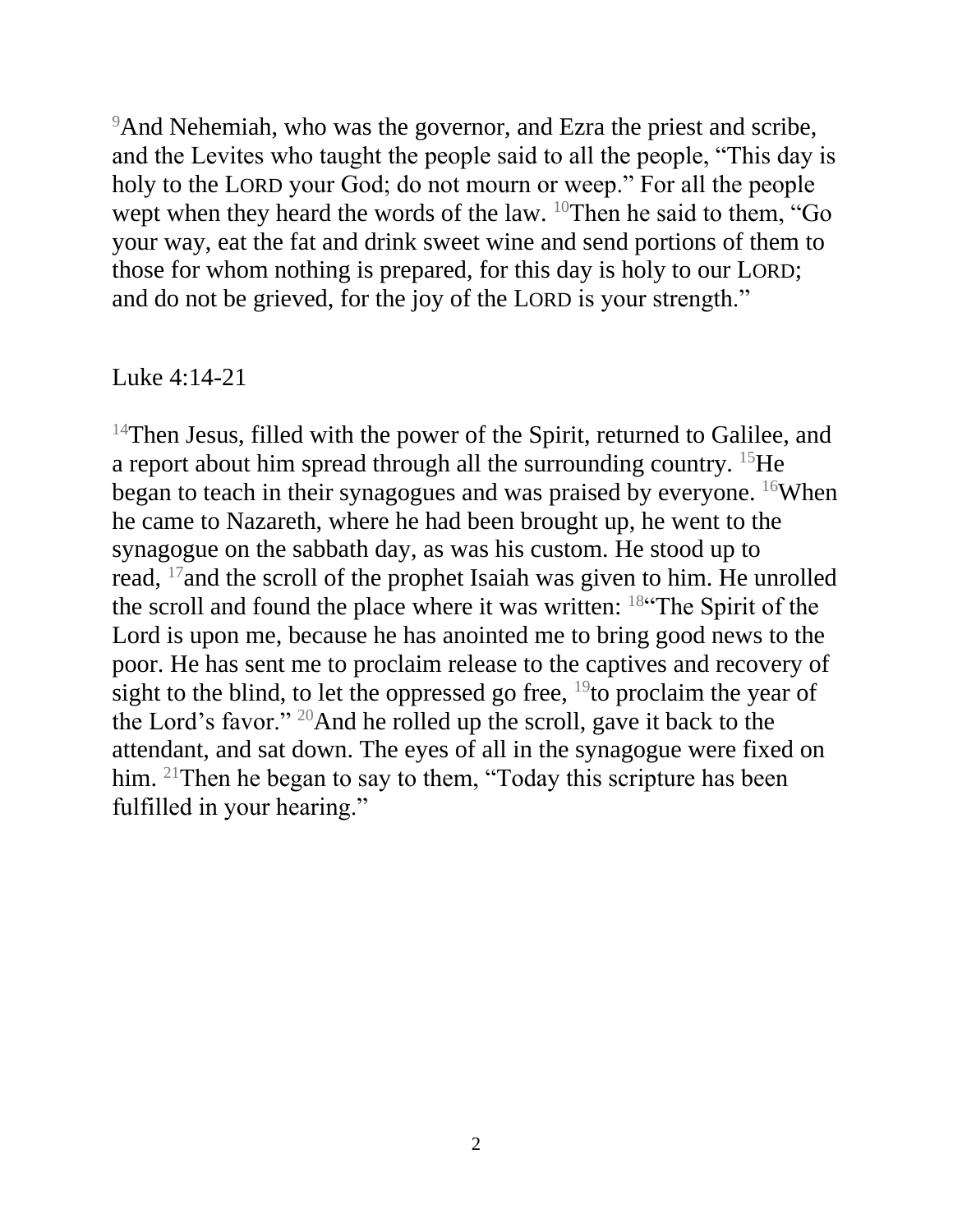[9]And Nehemiah, who was the governor, and Ezra the priest and scribe, and the Levites who taught the people said to all the people, “This day is holy to the LORD your God; do not mourn or weep.” For all the people wept when they heard the words of the law. [10]Then he said to them, “Go your way, eat the fat and drink sweet wine and send portions of them to those for whom nothing is prepared, for this day is holy to our LORD; and do not be grieved, for the joy of the LORD is your strength.”

Luke 4:14-21

[14]Then Jesus, filled with the power of the Spirit, returned to Galilee, and a report about him spread through all the surrounding country. [15]He began to teach in their synagogues and was praised by everyone. [16]When he came to Nazareth, where he had been brought up, he went to the synagogue on the sabbath day, as was his custom. He stood up to read, [17]and the scroll of the prophet Isaiah was given to him. He unrolled the scroll and found the place where it was written: [18]“The Spirit of the Lord is upon me, because he has anointed me to bring good news to the poor. He has sent me to proclaim release to the captives and recovery of sight to the blind, to let the oppressed go free, [19]to proclaim the year of the Lord’s favor.” [20]And he rolled up the scroll, gave it back to the attendant, and sat down. The eyes of all in the synagogue were fixed on him. [21]Then he began to say to them, “Today this scripture has been fulfilled in your hearing.”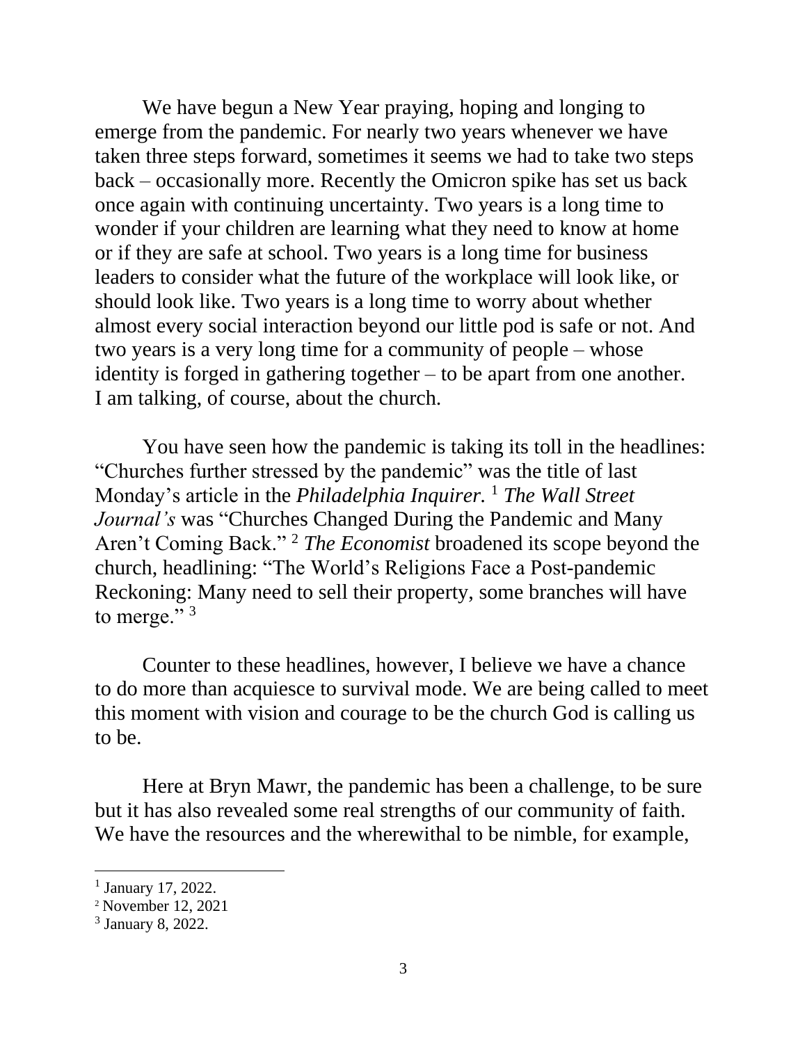We have begun a New Year praying, hoping and longing to emerge from the pandemic. For nearly two years whenever we have taken three steps forward, sometimes it seems we had to take two steps back – occasionally more. Recently the Omicron spike has set us back once again with continuing uncertainty. Two years is a long time to wonder if your children are learning what they need to know at home or if they are safe at school. Two years is a long time for business leaders to consider what the future of the workplace will look like, or should look like. Two years is a long time to worry about whether almost every social interaction beyond our little pod is safe or not. And two years is a very long time for a community of people – whose identity is forged in gathering together – to be apart from one another. I am talking, of course, about the church.

You have seen how the pandemic is taking its toll in the headlines: "Churches further stressed by the pandemic" was the title of last Monday's article in the *Philadelphia Inquirer.* [1] *The Wall Street Journal's* was "Churches Changed During the Pandemic and Many Aren't Coming Back." [2] *The Economist* broadened its scope beyond the church, headlining: "The World's Religions Face a Post-pandemic Reckoning: Many need to sell their property, some branches will have to merge." [3]

Counter to these headlines, however, I believe we have a chance to do more than acquiesce to survival mode. We are being called to meet this moment with vision and courage to be the church God is calling us to be.

Here at Bryn Mawr, the pandemic has been a challenge, to be sure but it has also revealed some real strengths of our community of faith. We have the resources and the wherewithal to be nimble, for example,

---

[1] January 17, 2022.

[2] November 12, 2021

[3] January 8, 2022.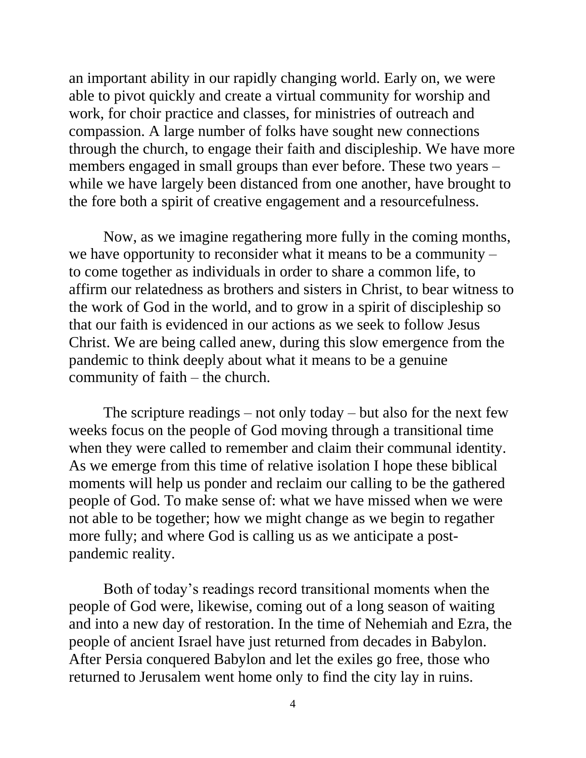an important ability in our rapidly changing world. Early on, we were able to pivot quickly and create a virtual community for worship and work, for choir practice and classes, for ministries of outreach and compassion. A large number of folks have sought new connections through the church, to engage their faith and discipleship. We have more members engaged in small groups than ever before. These two years – while we have largely been distanced from one another, have brought to the fore both a spirit of creative engagement and a resourcefulness.

Now, as we imagine regathering more fully in the coming months, we have opportunity to reconsider what it means to be a community – to come together as individuals in order to share a common life, to affirm our relatedness as brothers and sisters in Christ, to bear witness to the work of God in the world, and to grow in a spirit of discipleship so that our faith is evidenced in our actions as we seek to follow Jesus Christ. We are being called anew, during this slow emergence from the pandemic to think deeply about what it means to be a genuine community of faith – the church.

The scripture readings – not only today – but also for the next few weeks focus on the people of God moving through a transitional time when they were called to remember and claim their communal identity. As we emerge from this time of relative isolation I hope these biblical moments will help us ponder and reclaim our calling to be the gathered people of God. To make sense of: what we have missed when we were not able to be together; how we might change as we begin to regather more fully; and where God is calling us as we anticipate a post-pandemic reality.

Both of today's readings record transitional moments when the people of God were, likewise, coming out of a long season of waiting and into a new day of restoration. In the time of Nehemiah and Ezra, the people of ancient Israel have just returned from decades in Babylon. After Persia conquered Babylon and let the exiles go free, those who returned to Jerusalem went home only to find the city lay in ruins.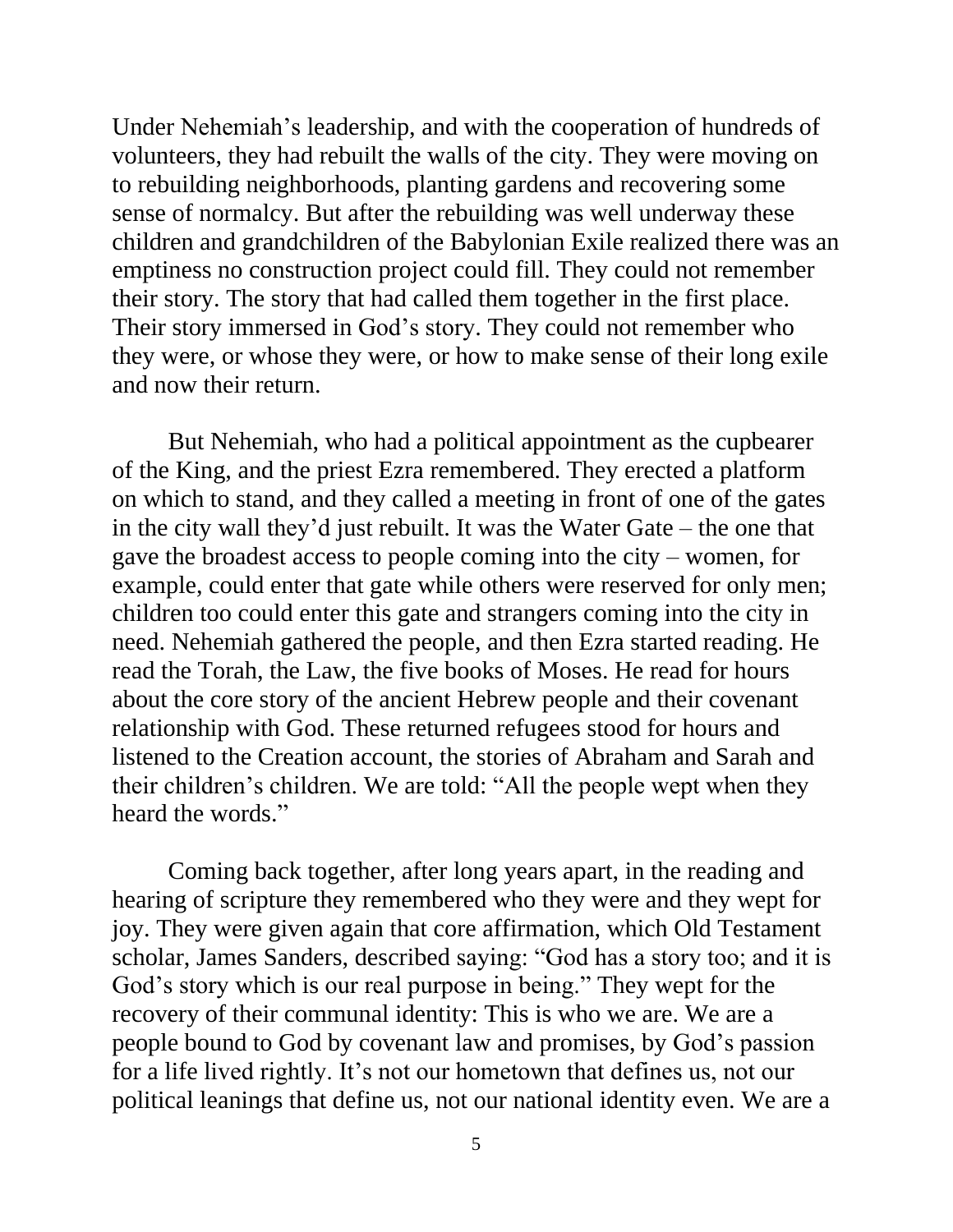Under Nehemiah's leadership, and with the cooperation of hundreds of volunteers, they had rebuilt the walls of the city. They were moving on to rebuilding neighborhoods, planting gardens and recovering some sense of normalcy. But after the rebuilding was well underway these children and grandchildren of the Babylonian Exile realized there was an emptiness no construction project could fill. They could not remember their story. The story that had called them together in the first place. Their story immersed in God's story. They could not remember who they were, or whose they were, or how to make sense of their long exile and now their return.

But Nehemiah, who had a political appointment as the cupbearer of the King, and the priest Ezra remembered. They erected a platform on which to stand, and they called a meeting in front of one of the gates in the city wall they'd just rebuilt. It was the Water Gate – the one that gave the broadest access to people coming into the city – women, for example, could enter that gate while others were reserved for only men; children too could enter this gate and strangers coming into the city in need. Nehemiah gathered the people, and then Ezra started reading. He read the Torah, the Law, the five books of Moses. He read for hours about the core story of the ancient Hebrew people and their covenant relationship with God. These returned refugees stood for hours and listened to the Creation account, the stories of Abraham and Sarah and their children's children. We are told: "All the people wept when they heard the words."

Coming back together, after long years apart, in the reading and hearing of scripture they remembered who they were and they wept for joy. They were given again that core affirmation, which Old Testament scholar, James Sanders, described saying: "God has a story too; and it is God's story which is our real purpose in being." They wept for the recovery of their communal identity: This is who we are. We are a people bound to God by covenant law and promises, by God's passion for a life lived rightly. It's not our hometown that defines us, not our political leanings that define us, not our national identity even. We are a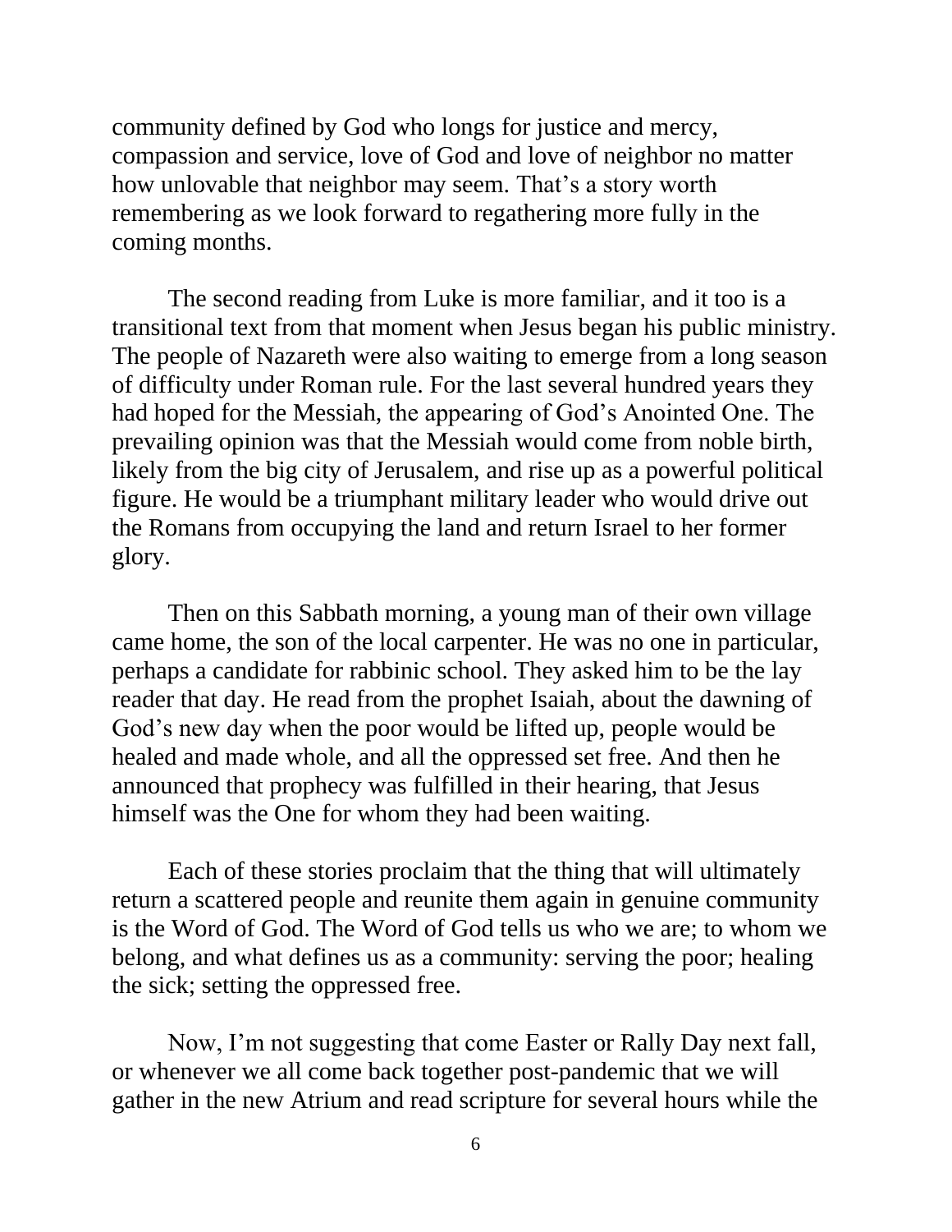community defined by God who longs for justice and mercy, compassion and service, love of God and love of neighbor no matter how unlovable that neighbor may seem. That's a story worth remembering as we look forward to regathering more fully in the coming months.

The second reading from Luke is more familiar, and it too is a transitional text from that moment when Jesus began his public ministry. The people of Nazareth were also waiting to emerge from a long season of difficulty under Roman rule. For the last several hundred years they had hoped for the Messiah, the appearing of God's Anointed One. The prevailing opinion was that the Messiah would come from noble birth, likely from the big city of Jerusalem, and rise up as a powerful political figure. He would be a triumphant military leader who would drive out the Romans from occupying the land and return Israel to her former glory.

Then on this Sabbath morning, a young man of their own village came home, the son of the local carpenter. He was no one in particular, perhaps a candidate for rabbinic school. They asked him to be the lay reader that day. He read from the prophet Isaiah, about the dawning of God's new day when the poor would be lifted up, people would be healed and made whole, and all the oppressed set free. And then he announced that prophecy was fulfilled in their hearing, that Jesus himself was the One for whom they had been waiting.

Each of these stories proclaim that the thing that will ultimately return a scattered people and reunite them again in genuine community is the Word of God. The Word of God tells us who we are; to whom we belong, and what defines us as a community: serving the poor; healing the sick; setting the oppressed free.

Now, I'm not suggesting that come Easter or Rally Day next fall, or whenever we all come back together post-pandemic that we will gather in the new Atrium and read scripture for several hours while the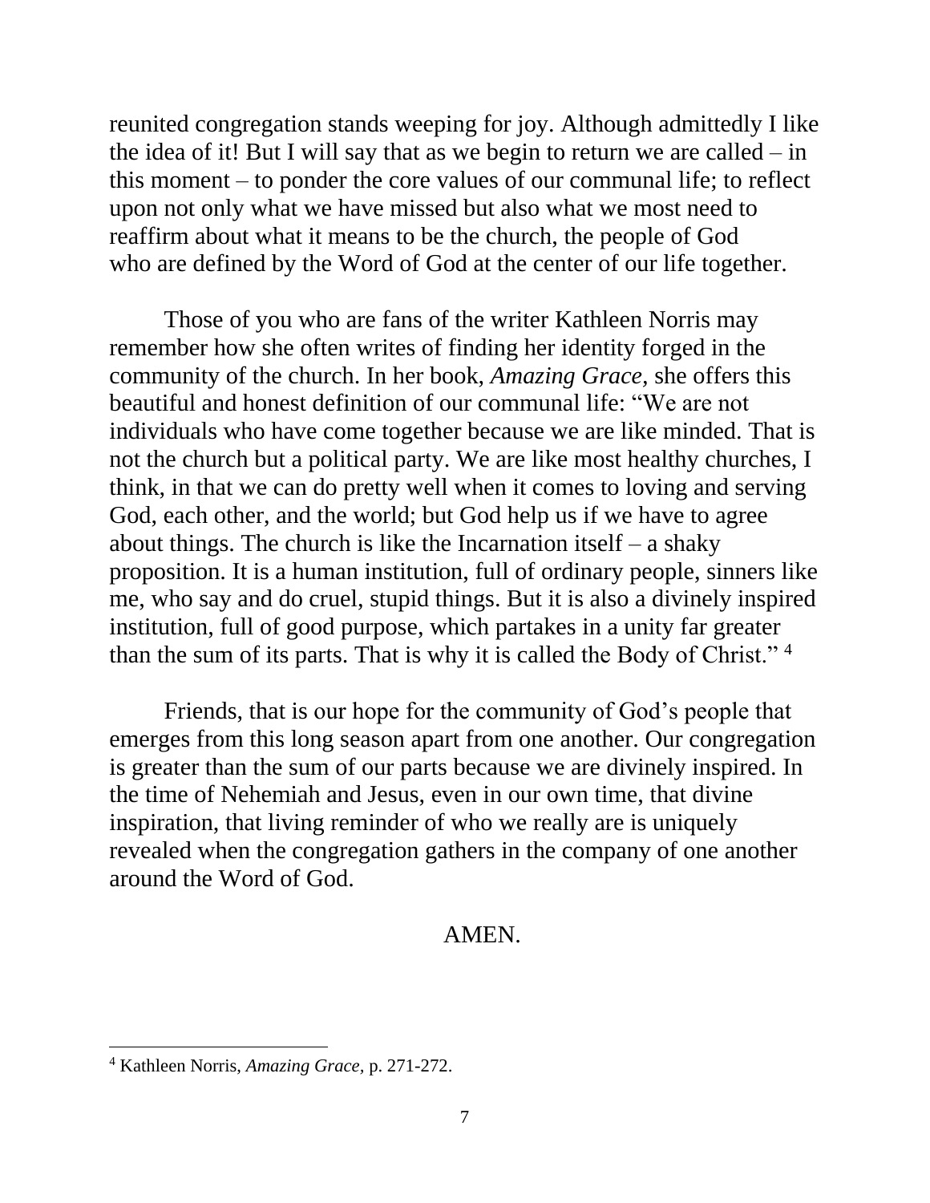reunited congregation stands weeping for joy. Although admittedly I like the idea of it! But I will say that as we begin to return we are called – in this moment – to ponder the core values of our communal life; to reflect upon not only what we have missed but also what we most need to reaffirm about what it means to be the church, the people of God who are defined by the Word of God at the center of our life together.

Those of you who are fans of the writer Kathleen Norris may remember how she often writes of finding her identity forged in the community of the church. In her book, *Amazing Grace*, she offers this beautiful and honest definition of our communal life: "We are not individuals who have come together because we are like minded. That is not the church but a political party. We are like most healthy churches, I think, in that we can do pretty well when it comes to loving and serving God, each other, and the world; but God help us if we have to agree about things. The church is like the Incarnation itself – a shaky proposition. It is a human institution, full of ordinary people, sinners like me, who say and do cruel, stupid things. But it is also a divinely inspired institution, full of good purpose, which partakes in a unity far greater than the sum of its parts. That is why it is called the Body of Christ." [4]

Friends, that is our hope for the community of God's people that emerges from this long season apart from one another. Our congregation is greater than the sum of our parts because we are divinely inspired. In the time of Nehemiah and Jesus, even in our own time, that divine inspiration, that living reminder of who we really are is uniquely revealed when the congregation gathers in the company of one another around the Word of God.

AMEN.

---

[4] Kathleen Norris, *Amazing Grace*, p. 271-272.